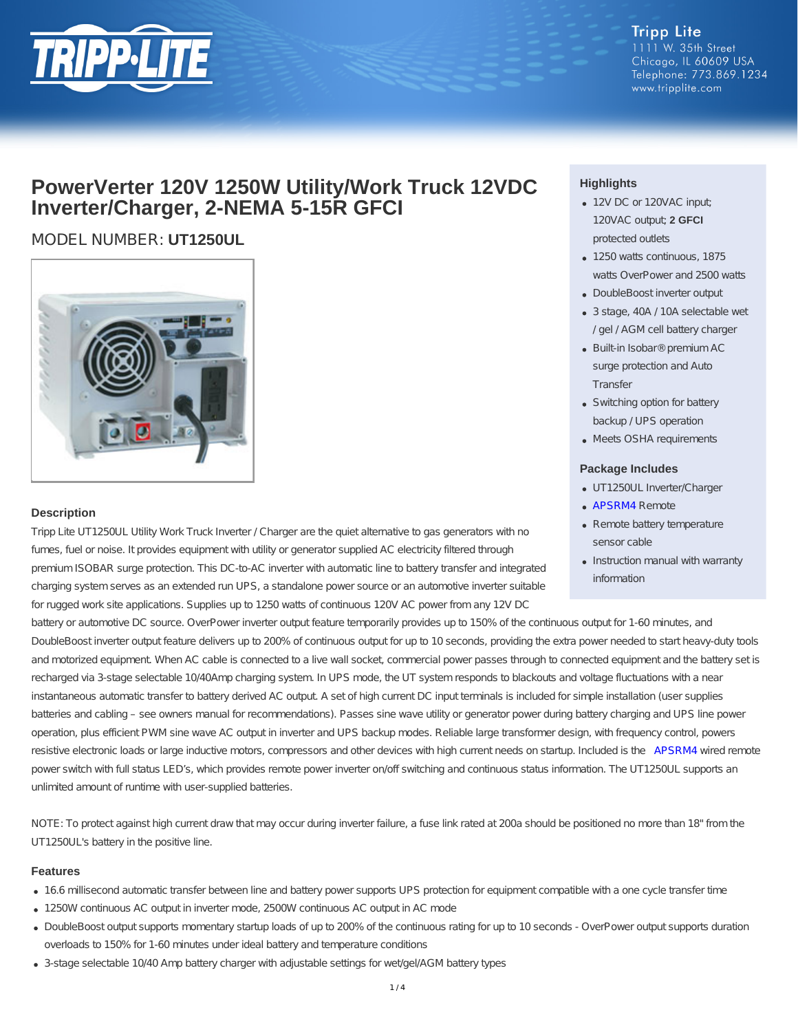Tripp Lite
1111 W. 35th Street
Chicago, IL 60609 USA
Telephone: 773.869.1234
www.tripplite.com

# PowerVerter 120V 1250W Utility/Work Truck 12VDC Inverter/Charger, 2-NEMA 5-15R GFCI

## MODEL NUMBER: **UT1250UL**

### Highlights

- 12V DC or 120VAC input; 120VAC output; **2 GFCI** protected outlets
- 1250 watts continuous, 1875 watts OverPower and 2500 watts
- DoubleBoost inverter output
- 3 stage, 40A / 10A selectable wet / gel / AGM cell battery charger
- Built-in Isobar® premium AC surge protection and Auto Transfer
- Switching option for battery backup / UPS operation
- Meets OSHA requirements

### Package Includes

- UT1250UL Inverter/Charger
- APSRM4 Remote
- Remote battery temperature sensor cable
- Instruction manual with warranty information

### Description

Tripp Lite UT1250UL Utility Work Truck Inverter / Charger are the quiet alternative to gas generators with no fumes, fuel or noise. It provides equipment with utility or generator supplied AC electricity filtered through premium ISOBAR surge protection. This DC-to-AC inverter with automatic line to battery transfer and integrated charging system serves as an extended run UPS, a standalone power source or an automotive inverter suitable for rugged work site applications. Supplies up to 1250 watts of continuous 120V AC power from any 12V DC battery or automotive DC source. OverPower inverter output feature temporarily provides up to 150% of the continuous output for 1-60 minutes, and DoubleBoost inverter output feature delivers up to 200% of continuous output for up to 10 seconds, providing the extra power needed to start heavy-duty tools and motorized equipment. When AC cable is connected to a live wall socket, commercial power passes through to connected equipment and the battery set is recharged via 3-stage selectable 10/40Amp charging system. In UPS mode, the UT system responds to blackouts and voltage fluctuations with a near instantaneous automatic transfer to battery derived AC output. A set of high current DC input terminals is included for simple installation (user supplies batteries and cabling – see owners manual for recommendations). Passes sine wave utility or generator power during battery charging and UPS line power operation, plus efficient PWM sine wave AC output in inverter and UPS backup modes. Reliable large transformer design, with frequency control, powers resistive electronic loads or large inductive motors, compressors and other devices with high current needs on startup. Included is the APSRM4 wired remote power switch with full status LED's, which provides remote power inverter on/off switching and continuous status information. The UT1250UL supports an unlimited amount of runtime with user-supplied batteries.

NOTE: To protect against high current draw that may occur during inverter failure, a fuse link rated at 200a should be positioned no more than 18" from the UT1250UL's battery in the positive line.

### Features

- 16.6 millisecond automatic transfer between line and battery power supports UPS protection for equipment compatible with a one cycle transfer time
- 1250W continuous AC output in inverter mode, 2500W continuous AC output in AC mode
- DoubleBoost output supports momentary startup loads of up to 200% of the continuous rating for up to 10 seconds - OverPower output supports duration overloads to 150% for 1-60 minutes under ideal battery and temperature conditions
- 3-stage selectable 10/40 Amp battery charger with adjustable settings for wet/gel/AGM battery types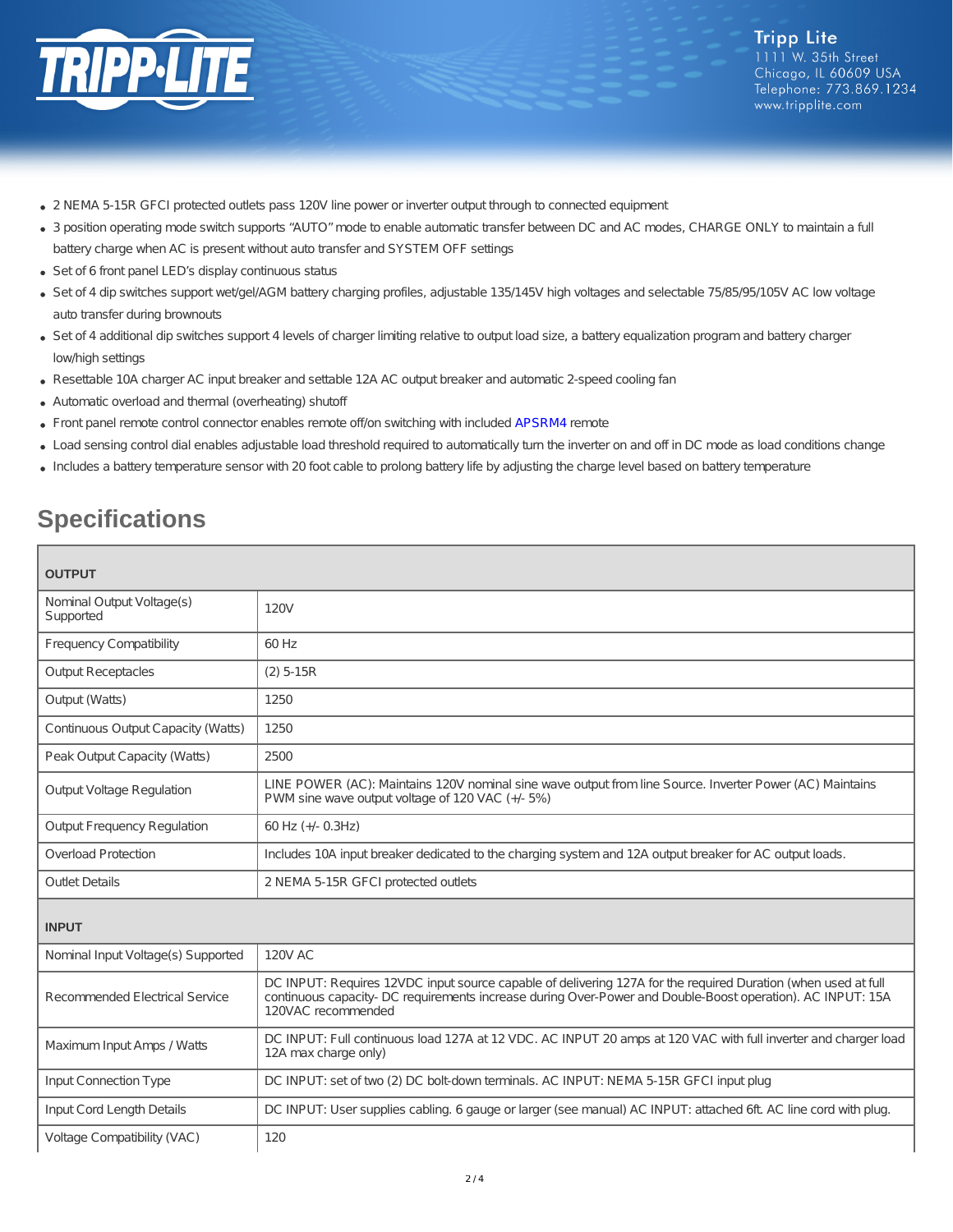- 2 NEMA 5-15R GFCI protected outlets pass 120V line power or inverter output through to connected equipment
- 3 position operating mode switch supports "AUTO" mode to enable automatic transfer between DC and AC modes, CHARGE ONLY to maintain a full battery charge when AC is present without auto transfer and SYSTEM OFF settings
- Set of 6 front panel LED's display continuous status
- Set of 4 dip switches support wet/gel/AGM battery charging profiles, adjustable 135/145V high voltages and selectable 75/85/95/105V AC low voltage auto transfer during brownouts
- Set of 4 additional dip switches support 4 levels of charger limiting relative to output load size, a battery equalization program and battery charger low/high settings
- Resettable 10A charger AC input breaker and settable 12A AC output breaker and automatic 2-speed cooling fan
- Automatic overload and thermal (overheating) shutoff
- Front panel remote control connector enables remote off/on switching with included APSRM4 remote
- Load sensing control dial enables adjustable load threshold required to automatically turn the inverter on and off in DC mode as load conditions change
- Includes a battery temperature sensor with 20 foot cable to prolong battery life by adjusting the charge level based on battery temperature

## Specifications

| OUTPUT | |
|---|---|
| Nominal Output Voltage(s) Supported | 120V |
| Frequency Compatibility | 60 Hz |
| Output Receptacles | (2) 5-15R |
| Output (Watts) | 1250 |
| Continuous Output Capacity (Watts) | 1250 |
| Peak Output Capacity (Watts) | 2500 |
| Output Voltage Regulation | LINE POWER (AC): Maintains 120V nominal sine wave output from line Source. Inverter Power (AC) Maintains PWM sine wave output voltage of 120 VAC (+/- 5%) |
| Output Frequency Regulation | 60 Hz (+/- 0.3Hz) |
| Overload Protection | Includes 10A input breaker dedicated to the charging system and 12A output breaker for AC output loads. |
| Outlet Details | 2 NEMA 5-15R GFCI protected outlets |
| **INPUT** | |
| Nominal Input Voltage(s) Supported | 120V AC |
| Recommended Electrical Service | DC INPUT: Requires 12VDC input source capable of delivering 127A for the required Duration (when used at full continuous capacity- DC requirements increase during Over-Power and Double-Boost operation). AC INPUT: 15A 120VAC recommended |
| Maximum Input Amps / Watts | DC INPUT: Full continuous load 127A at 12 VDC. AC INPUT 20 amps at 120 VAC with full inverter and charger load 12A max charge only) |
| Input Connection Type | DC INPUT: set of two (2) DC bolt-down terminals. AC INPUT: NEMA 5-15R GFCI input plug |
| Input Cord Length Details | DC INPUT: User supplies cabling. 6 gauge or larger (see manual) AC INPUT: attached 6ft. AC line cord with plug. |
| Voltage Compatibility (VAC) | 120 |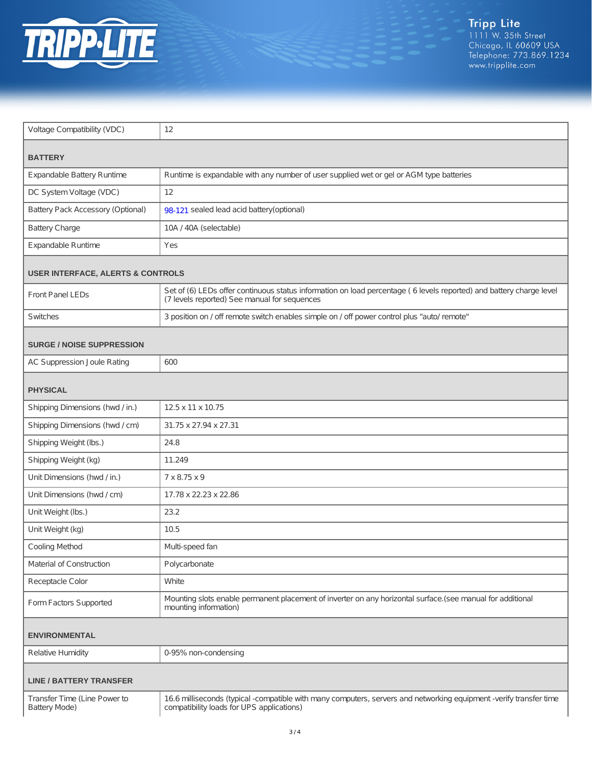| | |
|---|---|
| Voltage Compatibility (VDC) | 12 |
| **BATTERY** | |
| Expandable Battery Runtime | Runtime is expandable with any number of user supplied wet or gel or AGM type batteries |
| DC System Voltage (VDC) | 12 |
| Battery Pack Accessory (Optional) | 98-121 sealed lead acid battery(optional) |
| Battery Charge | 10A / 40A (selectable) |
| Expandable Runtime | Yes |
| **USER INTERFACE, ALERTS & CONTROLS** | |
| Front Panel LEDs | Set of (6) LEDs offer continuous status information on load percentage ( 6 levels reported) and battery charge level (7 levels reported) See manual for sequences |
| Switches | 3 position on / off remote switch enables simple on / off power control plus "auto/ remote" |
| **SURGE / NOISE SUPPRESSION** | |
| AC Suppression Joule Rating | 600 |
| **PHYSICAL** | |
| Shipping Dimensions (hwd / in.) | 12.5 x 11 x 10.75 |
| Shipping Dimensions (hwd / cm) | 31.75 x 27.94 x 27.31 |
| Shipping Weight (lbs.) | 24.8 |
| Shipping Weight (kg) | 11.249 |
| Unit Dimensions (hwd / in.) | 7 x 8.75 x 9 |
| Unit Dimensions (hwd / cm) | 17.78 x 22.23 x 22.86 |
| Unit Weight (lbs.) | 23.2 |
| Unit Weight (kg) | 10.5 |
| Cooling Method | Multi-speed fan |
| Material of Construction | Polycarbonate |
| Receptacle Color | White |
| Form Factors Supported | Mounting slots enable permanent placement of inverter on any horizontal surface.(see manual for additional mounting information) |
| **ENVIRONMENTAL** | |
| Relative Humidity | 0-95% non-condensing |
| **LINE / BATTERY TRANSFER** | |
| Transfer Time (Line Power to Battery Mode) | 16.6 milliseconds (typical -compatible with many computers, servers and networking equipment -verify transfer time compatibility loads for UPS applications) |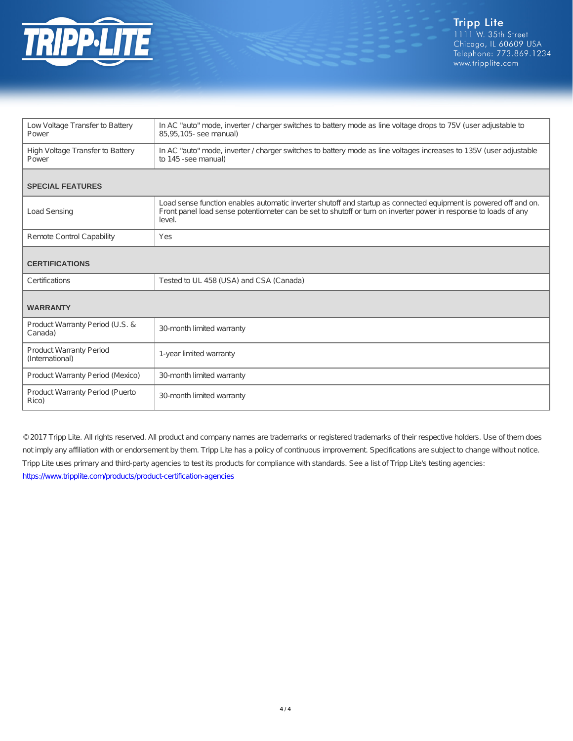| | |
|---|---|
| Low Voltage Transfer to Battery Power | In AC "auto" mode, inverter / charger switches to battery mode as line voltage drops to 75V (user adjustable to 85,95,105- see manual) |
| High Voltage Transfer to Battery Power | In AC "auto" mode, inverter / charger switches to battery mode as line voltages increases to 135V (user adjustable to 145 -see manual) |
| **SPECIAL FEATURES** | |
| Load Sensing | Load sense function enables automatic inverter shutoff and startup as connected equipment is powered off and on. Front panel load sense potentiometer can be set to shutoff or turn on inverter power in response to loads of any level. |
| Remote Control Capability | Yes |
| **CERTIFICATIONS** | |
| Certifications | Tested to UL 458 (USA) and CSA (Canada) |
| **WARRANTY** | |
| Product Warranty Period (U.S. & Canada) | 30-month limited warranty |
| Product Warranty Period (International) | 1-year limited warranty |
| Product Warranty Period (Mexico) | 30-month limited warranty |
| Product Warranty Period (Puerto Rico) | 30-month limited warranty |

© 2017 Tripp Lite. All rights reserved. All product and company names are trademarks or registered trademarks of their respective holders. Use of them does not imply any affiliation with or endorsement by them. Tripp Lite has a policy of continuous improvement. Specifications are subject to change without notice. Tripp Lite uses primary and third-party agencies to test its products for compliance with standards. See a list of Tripp Lite's testing agencies: https://www.tripplite.com/products/product-certification-agencies